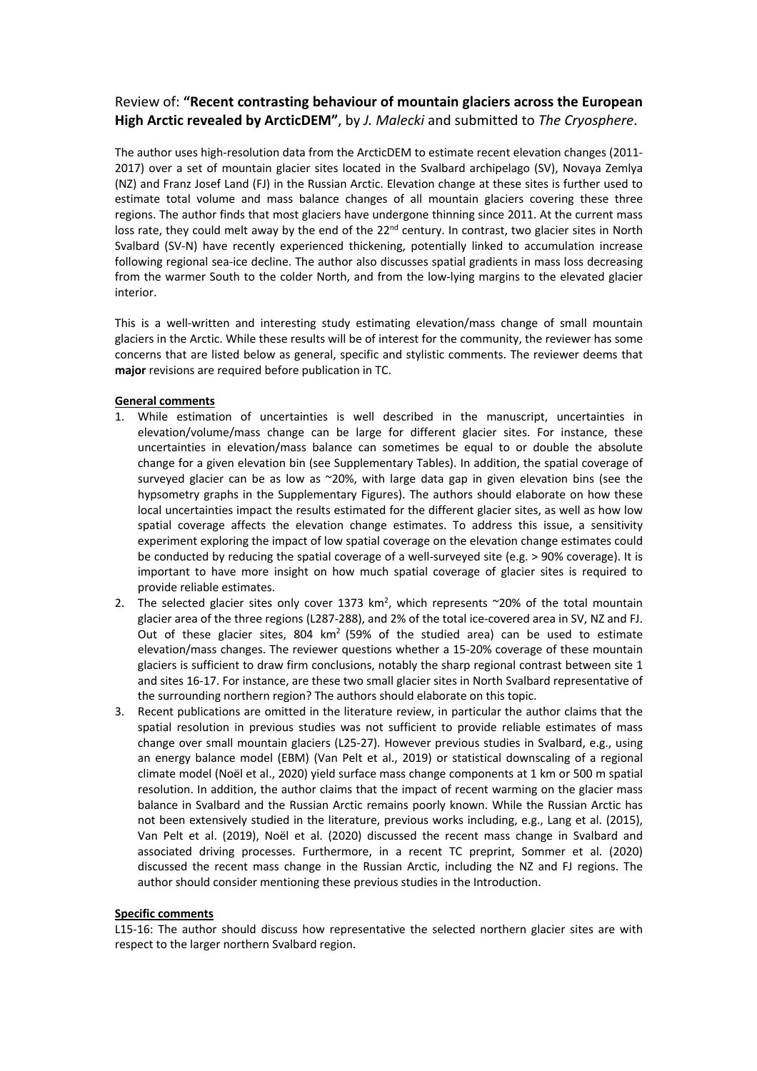Review of: **"Recent contrasting behaviour of mountain glaciers across the European High Arctic revealed by ArcticDEM"**, by *J. Malecki* and submitted to *The Cryosphere*.

The author uses high-resolution data from the ArcticDEM to estimate recent elevation changes (2011-2017) over a set of mountain glacier sites located in the Svalbard archipelago (SV), Novaya Zemlya (NZ) and Franz Josef Land (FJ) in the Russian Arctic. Elevation change at these sites is further used to estimate total volume and mass balance changes of all mountain glaciers covering these three regions. The author finds that most glaciers have undergone thinning since 2011. At the current mass loss rate, they could melt away by the end of the 22$^{nd}$ century. In contrast, two glacier sites in North Svalbard (SV-N) have recently experienced thickening, potentially linked to accumulation increase following regional sea-ice decline. The author also discusses spatial gradients in mass loss decreasing from the warmer South to the colder North, and from the low-lying margins to the elevated glacier interior.

This is a well-written and interesting study estimating elevation/mass change of small mountain glaciers in the Arctic. While these results will be of interest for the community, the reviewer has some concerns that are listed below as general, specific and stylistic comments. The reviewer deems that **major** revisions are required before publication in TC.

**General comments**

1. While estimation of uncertainties is well described in the manuscript, uncertainties in elevation/volume/mass change can be large for different glacier sites. For instance, these uncertainties in elevation/mass balance can sometimes be equal to or double the absolute change for a given elevation bin (see Supplementary Tables). In addition, the spatial coverage of surveyed glacier can be as low as ~20%, with large data gap in given elevation bins (see the hypsometry graphs in the Supplementary Figures). The authors should elaborate on how these local uncertainties impact the results estimated for the different glacier sites, as well as how low spatial coverage affects the elevation change estimates. To address this issue, a sensitivity experiment exploring the impact of low spatial coverage on the elevation change estimates could be conducted by reducing the spatial coverage of a well-surveyed site (e.g. > 90% coverage). It is important to have more insight on how much spatial coverage of glacier sites is required to provide reliable estimates.
2. The selected glacier sites only cover 1373 km$^2$, which represents ~20% of the total mountain glacier area of the three regions (L287-288), and 2% of the total ice-covered area in SV, NZ and FJ. Out of these glacier sites, 804 km$^2$ (59% of the studied area) can be used to estimate elevation/mass changes. The reviewer questions whether a 15-20% coverage of these mountain glaciers is sufficient to draw firm conclusions, notably the sharp regional contrast between site 1 and sites 16-17. For instance, are these two small glacier sites in North Svalbard representative of the surrounding northern region? The authors should elaborate on this topic.
3. Recent publications are omitted in the literature review, in particular the author claims that the spatial resolution in previous studies was not sufficient to provide reliable estimates of mass change over small mountain glaciers (L25-27). However previous studies in Svalbard, e.g., using an energy balance model (EBM) (Van Pelt et al., 2019) or statistical downscaling of a regional climate model (Noël et al., 2020) yield surface mass change components at 1 km or 500 m spatial resolution. In addition, the author claims that the impact of recent warming on the glacier mass balance in Svalbard and the Russian Arctic remains poorly known. While the Russian Arctic has not been extensively studied in the literature, previous works including, e.g., Lang et al. (2015), Van Pelt et al. (2019), Noël et al. (2020) discussed the recent mass change in Svalbard and associated driving processes. Furthermore, in a recent TC preprint, Sommer et al. (2020) discussed the recent mass change in the Russian Arctic, including the NZ and FJ regions. The author should consider mentioning these previous studies in the Introduction.

**Specific comments**

L15-16: The author should discuss how representative the selected northern glacier sites are with respect to the larger northern Svalbard region.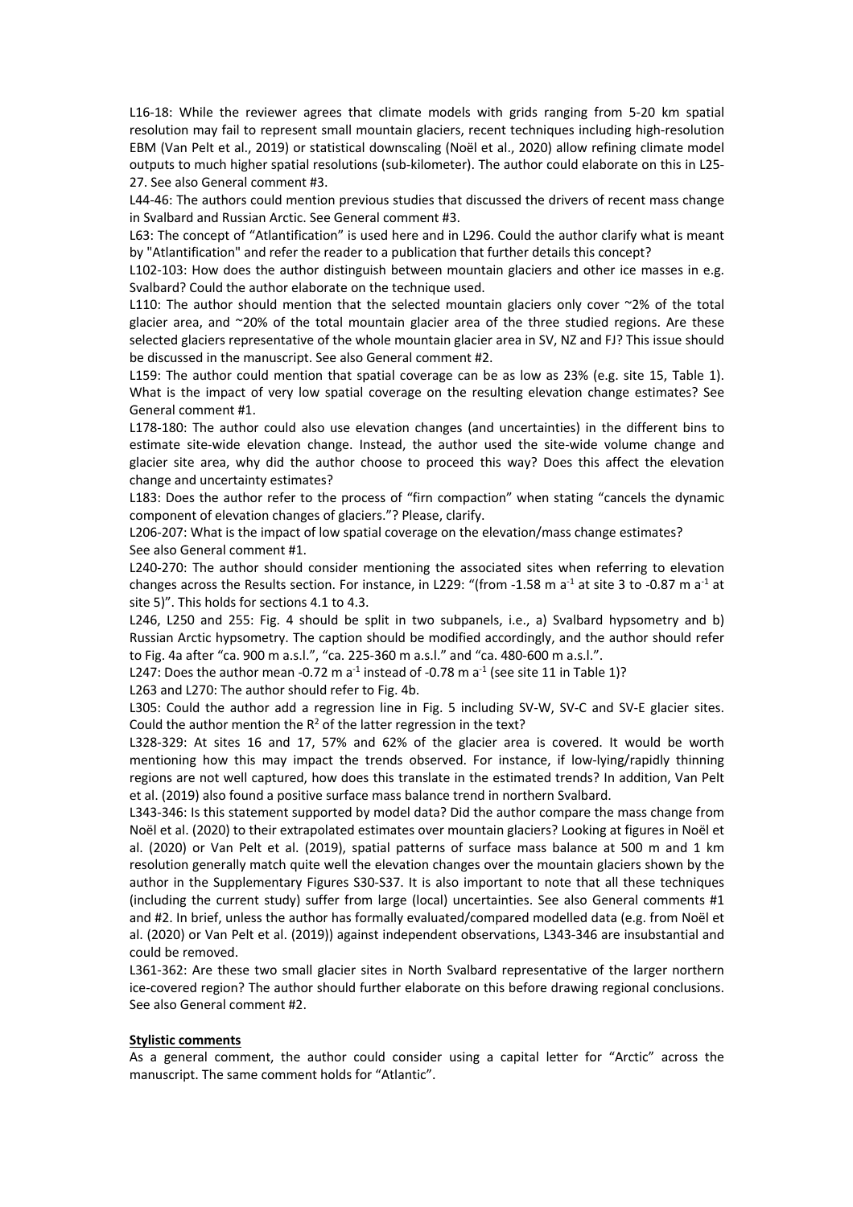L16-18: While the reviewer agrees that climate models with grids ranging from 5-20 km spatial resolution may fail to represent small mountain glaciers, recent techniques including high-resolution EBM (Van Pelt et al., 2019) or statistical downscaling (Noël et al., 2020) allow refining climate model outputs to much higher spatial resolutions (sub-kilometer). The author could elaborate on this in L25-27. See also General comment #3.

L44-46: The authors could mention previous studies that discussed the drivers of recent mass change in Svalbard and Russian Arctic. See General comment #3.

L63: The concept of "Atlantification" is used here and in L296. Could the author clarify what is meant by "Atlantification" and refer the reader to a publication that further details this concept?

L102-103: How does the author distinguish between mountain glaciers and other ice masses in e.g. Svalbard? Could the author elaborate on the technique used.

L110: The author should mention that the selected mountain glaciers only cover ~2% of the total glacier area, and ~20% of the total mountain glacier area of the three studied regions. Are these selected glaciers representative of the whole mountain glacier area in SV, NZ and FJ? This issue should be discussed in the manuscript. See also General comment #2.

L159: The author could mention that spatial coverage can be as low as 23% (e.g. site 15, Table 1). What is the impact of very low spatial coverage on the resulting elevation change estimates? See General comment #1.

L178-180: The author could also use elevation changes (and uncertainties) in the different bins to estimate site-wide elevation change. Instead, the author used the site-wide volume change and glacier site area, why did the author choose to proceed this way? Does this affect the elevation change and uncertainty estimates?

L183: Does the author refer to the process of "firn compaction" when stating "cancels the dynamic component of elevation changes of glaciers."? Please, clarify.

L206-207: What is the impact of low spatial coverage on the elevation/mass change estimates? See also General comment #1.

L240-270: The author should consider mentioning the associated sites when referring to elevation changes across the Results section. For instance, in L229: "(from -1.58 m $a^{-1}$ at site 3 to -0.87 m $a^{-1}$ at site 5)". This holds for sections 4.1 to 4.3.

L246, L250 and 255: Fig. 4 should be split in two subpanels, i.e., a) Svalbard hypsometry and b) Russian Arctic hypsometry. The caption should be modified accordingly, and the author should refer to Fig. 4a after "ca. 900 m a.s.l.", "ca. 225-360 m a.s.l." and "ca. 480-600 m a.s.l.".

L247: Does the author mean -0.72 m $a^{-1}$ instead of -0.78 m $a^{-1}$ (see site 11 in Table 1)?

L263 and L270: The author should refer to Fig. 4b.

L305: Could the author add a regression line in Fig. 5 including SV-W, SV-C and SV-E glacier sites. Could the author mention the $R^2$ of the latter regression in the text?

L328-329: At sites 16 and 17, 57% and 62% of the glacier area is covered. It would be worth mentioning how this may impact the trends observed. For instance, if low-lying/rapidly thinning regions are not well captured, how does this translate in the estimated trends? In addition, Van Pelt et al. (2019) also found a positive surface mass balance trend in northern Svalbard.

L343-346: Is this statement supported by model data? Did the author compare the mass change from Noël et al. (2020) to their extrapolated estimates over mountain glaciers? Looking at figures in Noël et al. (2020) or Van Pelt et al. (2019), spatial patterns of surface mass balance at 500 m and 1 km resolution generally match quite well the elevation changes over the mountain glaciers shown by the author in the Supplementary Figures S30-S37. It is also important to note that all these techniques (including the current study) suffer from large (local) uncertainties. See also General comments #1 and #2. In brief, unless the author has formally evaluated/compared modelled data (e.g. from Noël et al. (2020) or Van Pelt et al. (2019)) against independent observations, L343-346 are insubstantial and could be removed.

L361-362: Are these two small glacier sites in North Svalbard representative of the larger northern ice-covered region? The author should further elaborate on this before drawing regional conclusions. See also General comment #2.

**Stylistic comments**

As a general comment, the author could consider using a capital letter for "Arctic" across the manuscript. The same comment holds for "Atlantic".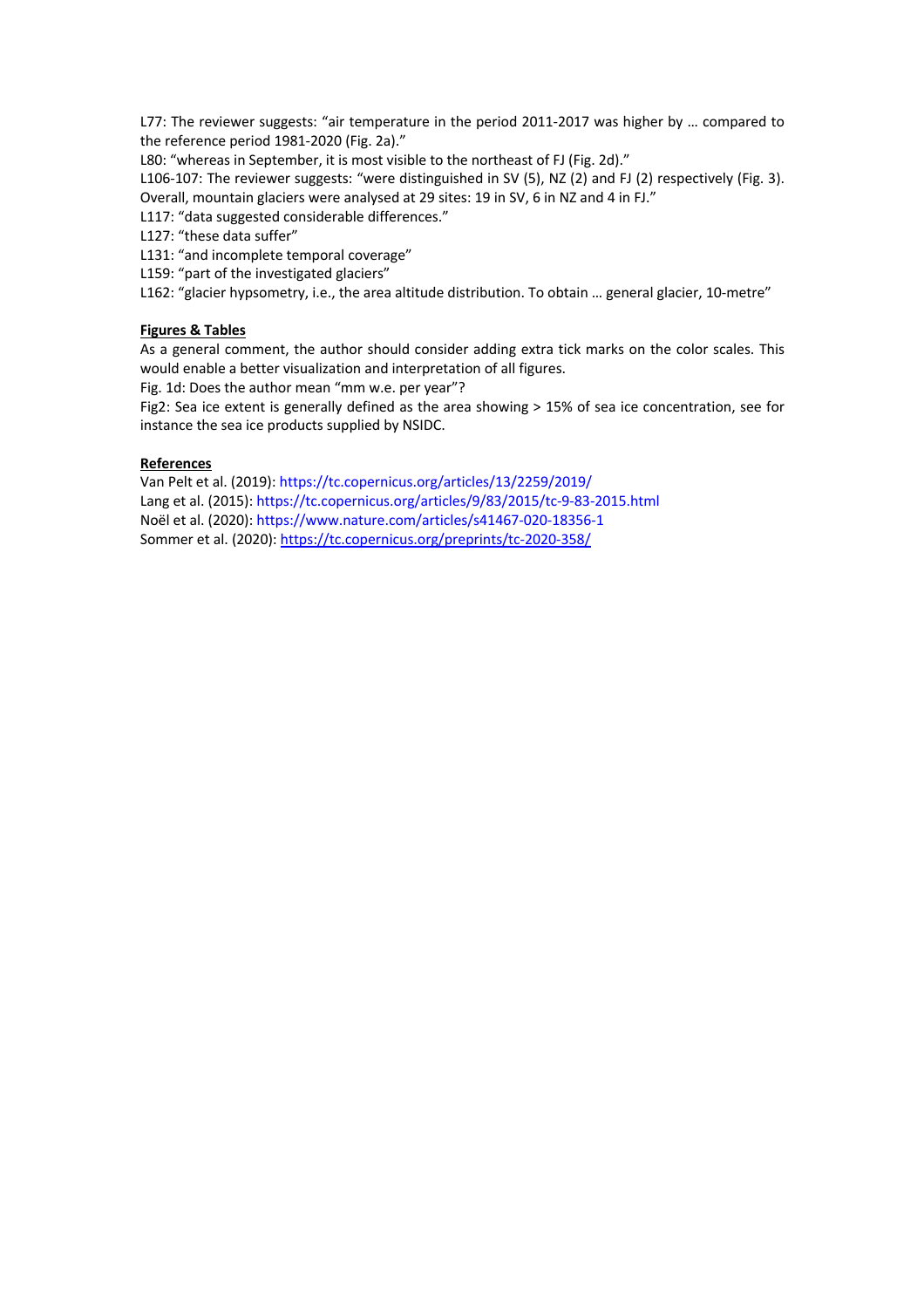L77: The reviewer suggests: "air temperature in the period 2011-2017 was higher by … compared to the reference period 1981-2020 (Fig. 2a)."

L80: "whereas in September, it is most visible to the northeast of FJ (Fig. 2d)."

L106-107: The reviewer suggests: "were distinguished in SV (5), NZ (2) and FJ (2) respectively (Fig. 3). Overall, mountain glaciers were analysed at 29 sites: 19 in SV, 6 in NZ and 4 in FJ."

L117: "data suggested considerable differences."

L127: "these data suffer"

L131: "and incomplete temporal coverage"

L159: "part of the investigated glaciers"

L162: "glacier hypsometry, i.e., the area altitude distribution. To obtain … general glacier, 10-metre"

**Figures & Tables**

As a general comment, the author should consider adding extra tick marks on the color scales. This would enable a better visualization and interpretation of all figures.

Fig. 1d: Does the author mean "mm w.e. per year"?

Fig2: Sea ice extent is generally defined as the area showing > 15% of sea ice concentration, see for instance the sea ice products supplied by NSIDC.

**References**

Van Pelt et al. (2019): https://tc.copernicus.org/articles/13/2259/2019/

Lang et al. (2015): https://tc.copernicus.org/articles/9/83/2015/tc-9-83-2015.html

Noël et al. (2020): https://www.nature.com/articles/s41467-020-18356-1

Sommer et al. (2020): https://tc.copernicus.org/preprints/tc-2020-358/